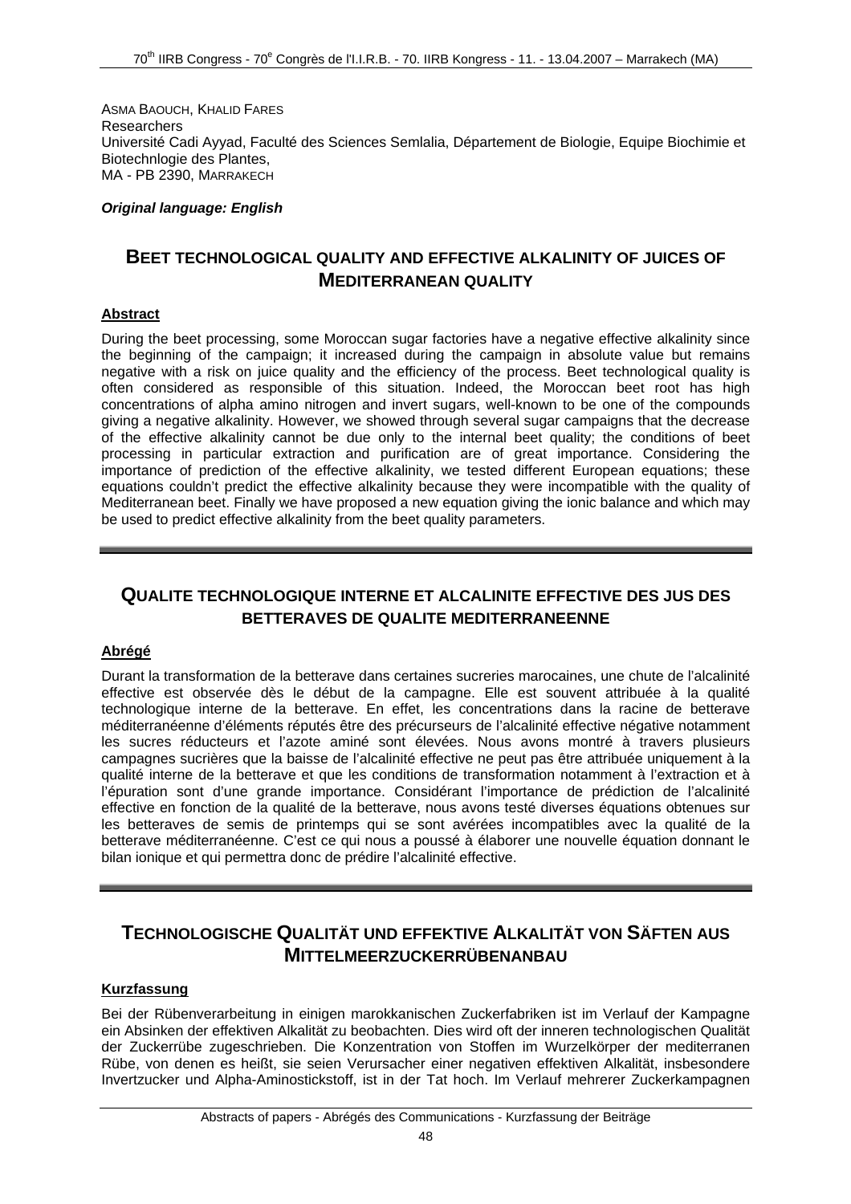ASMA BAOUCH, KHALID FARES
Researchers
Université Cadi Ayyad, Faculté des Sciences Semlalia, Département de Biologie, Equipe Biochimie et Biotechnlogie des Plantes,
MA - PB 2390, MARRAKECH

***Original language: English***

## BEET TECHNOLOGICAL QUALITY AND EFFECTIVE ALKALINITY OF JUICES OF MEDITERRANEAN QUALITY

**Abstract**

During the beet processing, some Moroccan sugar factories have a negative effective alkalinity since the beginning of the campaign; it increased during the campaign in absolute value but remains negative with a risk on juice quality and the efficiency of the process. Beet technological quality is often considered as responsible of this situation. Indeed, the Moroccan beet root has high concentrations of alpha amino nitrogen and invert sugars, well-known to be one of the compounds giving a negative alkalinity. However, we showed through several sugar campaigns that the decrease of the effective alkalinity cannot be due only to the internal beet quality; the conditions of beet processing in particular extraction and purification are of great importance. Considering the importance of prediction of the effective alkalinity, we tested different European equations; these equations couldn't predict the effective alkalinity because they were incompatible with the quality of Mediterranean beet. Finally we have proposed a new equation giving the ionic balance and which may be used to predict effective alkalinity from the beet quality parameters.

---

## QUALITE TECHNOLOGIQUE INTERNE ET ALCALINITE EFFECTIVE DES JUS DES BETTERAVES DE QUALITE MEDITERRANEENNE

**Abrégé**

Durant la transformation de la betterave dans certaines sucreries marocaines, une chute de l'alcalinité effective est observée dès le début de la campagne. Elle est souvent attribuée à la qualité technologique interne de la betterave. En effet, les concentrations dans la racine de betterave méditerranéenne d'éléments réputés être des précurseurs de l'alcalinité effective négative notamment les sucres réducteurs et l'azote aminé sont élevées. Nous avons montré à travers plusieurs campagnes sucrières que la baisse de l'alcalinité effective ne peut pas être attribuée uniquement à la qualité interne de la betterave et que les conditions de transformation notamment à l'extraction et à l'épuration sont d'une grande importance. Considérant l'importance de prédiction de l'alcalinité effective en fonction de la qualité de la betterave, nous avons testé diverses équations obtenues sur les betteraves de semis de printemps qui se sont avérées incompatibles avec la qualité de la betterave méditerranéenne. C'est ce qui nous a poussé à élaborer une nouvelle équation donnant le bilan ionique et qui permettra donc de prédire l'alcalinité effective.

---

## TECHNOLOGISCHE QUALITÄT UND EFFEKTIVE ALKALITÄT VON SÄFTEN AUS MITTELMEERZUCKERRÜBENANBAU

**Kurzfassung**

Bei der Rübenverarbeitung in einigen marokkanischen Zuckerfabriken ist im Verlauf der Kampagne ein Absinken der effektiven Alkalität zu beobachten. Dies wird oft der inneren technologischen Qualität der Zuckerrübe zugeschrieben. Die Konzentration von Stoffen im Wurzelkörper der mediterranen Rübe, von denen es heißt, sie seien Verursacher einer negativen effektiven Alkalität, insbesondere Invertzucker und Alpha-Aminostickstoff, ist in der Tat hoch. Im Verlauf mehrerer Zuckerkampagnen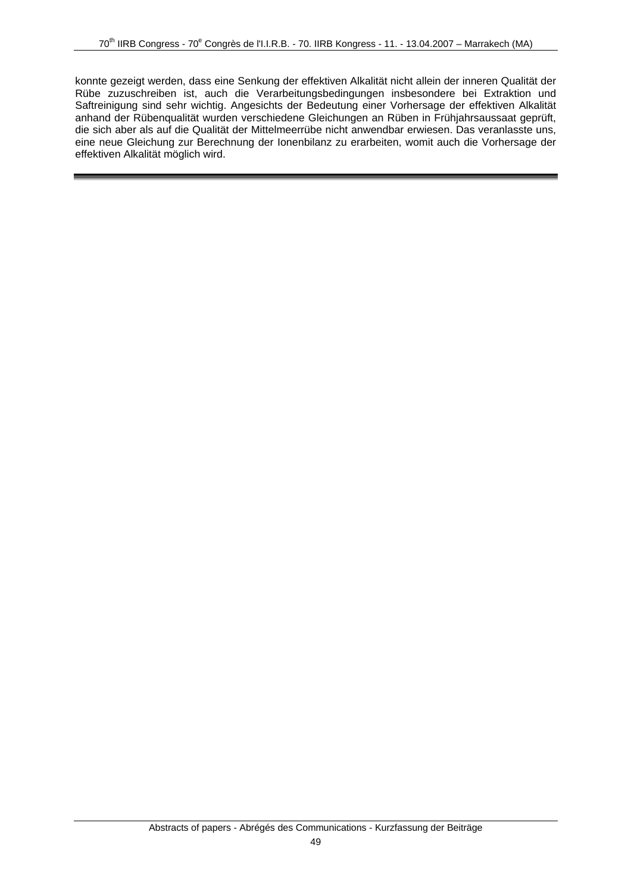konnte gezeigt werden, dass eine Senkung der effektiven Alkalität nicht allein der inneren Qualität der Rübe zuzuschreiben ist, auch die Verarbeitungsbedingungen insbesondere bei Extraktion und Saftreinigung sind sehr wichtig. Angesichts der Bedeutung einer Vorhersage der effektiven Alkalität anhand der Rübenqualität wurden verschiedene Gleichungen an Rüben in Frühjahrsaussaat geprüft, die sich aber als auf die Qualität der Mittelmeerrübe nicht anwendbar erwiesen. Das veranlasste uns, eine neue Gleichung zur Berechnung der Ionenbilanz zu erarbeiten, womit auch die Vorhersage der effektiven Alkalität möglich wird.